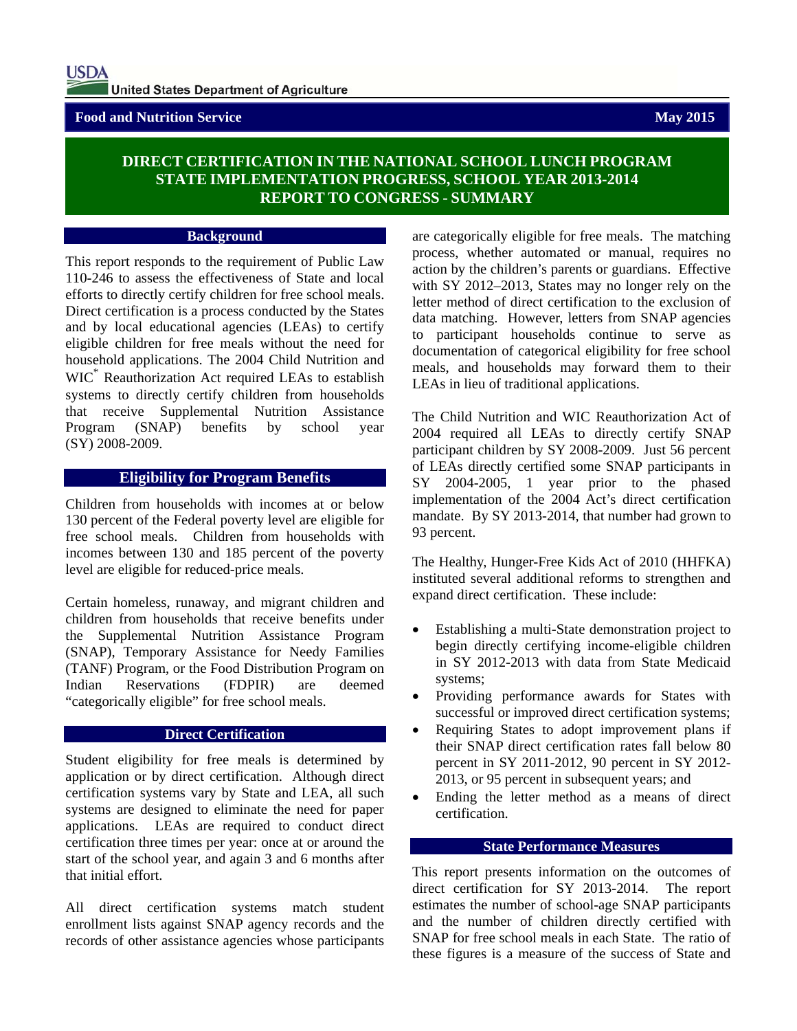United States Department of Agriculture

**Food and Nutrition Service** **May 2015**

# DIRECT CERTIFICATION IN THE NATIONAL SCHOOL LUNCH PROGRAM STATE IMPLEMENTATION PROGRESS, SCHOOL YEAR 2013-2014 REPORT TO CONGRESS - SUMMARY

## Background

This report responds to the requirement of Public Law 110-246 to assess the effectiveness of State and local efforts to directly certify children for free school meals. Direct certification is a process conducted by the States and by local educational agencies (LEAs) to certify eligible children for free meals without the need for household applications. The 2004 Child Nutrition and WIC* Reauthorization Act required LEAs to establish systems to directly certify children from households that receive Supplemental Nutrition Assistance Program (SNAP) benefits by school year (SY) 2008-2009.

## Eligibility for Program Benefits

Children from households with incomes at or below 130 percent of the Federal poverty level are eligible for free school meals. Children from households with incomes between 130 and 185 percent of the poverty level are eligible for reduced-price meals.

Certain homeless, runaway, and migrant children and children from households that receive benefits under the Supplemental Nutrition Assistance Program (SNAP), Temporary Assistance for Needy Families (TANF) Program, or the Food Distribution Program on Indian Reservations (FDPIR) are deemed "categorically eligible" for free school meals.

## Direct Certification

Student eligibility for free meals is determined by application or by direct certification. Although direct certification systems vary by State and LEA, all such systems are designed to eliminate the need for paper applications. LEAs are required to conduct direct certification three times per year: once at or around the start of the school year, and again 3 and 6 months after that initial effort.

All direct certification systems match student enrollment lists against SNAP agency records and the records of other assistance agencies whose participants are categorically eligible for free meals. The matching process, whether automated or manual, requires no action by the children's parents or guardians. Effective with SY 2012–2013, States may no longer rely on the letter method of direct certification to the exclusion of data matching. However, letters from SNAP agencies to participant households continue to serve as documentation of categorical eligibility for free school meals, and households may forward them to their LEAs in lieu of traditional applications.

The Child Nutrition and WIC Reauthorization Act of 2004 required all LEAs to directly certify SNAP participant children by SY 2008-2009. Just 56 percent of LEAs directly certified some SNAP participants in SY 2004-2005, 1 year prior to the phased implementation of the 2004 Act's direct certification mandate. By SY 2013-2014, that number had grown to 93 percent.

The Healthy, Hunger-Free Kids Act of 2010 (HHFKA) instituted several additional reforms to strengthen and expand direct certification. These include:

- Establishing a multi-State demonstration project to begin directly certifying income-eligible children in SY 2012-2013 with data from State Medicaid systems;
- Providing performance awards for States with successful or improved direct certification systems;
- Requiring States to adopt improvement plans if their SNAP direct certification rates fall below 80 percent in SY 2011-2012, 90 percent in SY 2012-2013, or 95 percent in subsequent years; and
- Ending the letter method as a means of direct certification.

## State Performance Measures

This report presents information on the outcomes of direct certification for SY 2013-2014. The report estimates the number of school-age SNAP participants and the number of children directly certified with SNAP for free school meals in each State. The ratio of these figures is a measure of the success of State and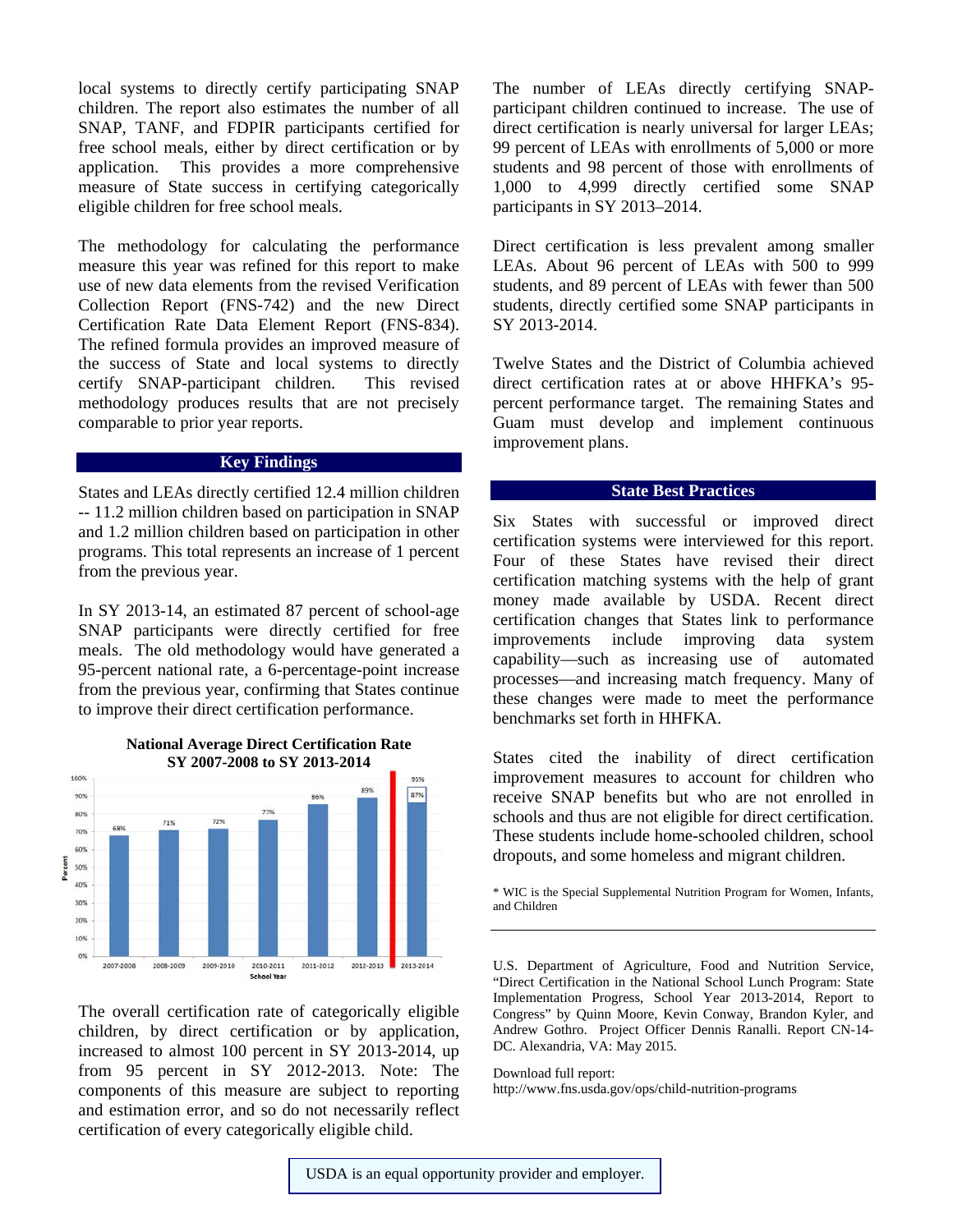local systems to directly certify participating SNAP children. The report also estimates the number of all SNAP, TANF, and FDPIR participants certified for free school meals, either by direct certification or by application. This provides a more comprehensive measure of State success in certifying categorically eligible children for free school meals.

The methodology for calculating the performance measure this year was refined for this report to make use of new data elements from the revised Verification Collection Report (FNS-742) and the new Direct Certification Rate Data Element Report (FNS-834). The refined formula provides an improved measure of the success of State and local systems to directly certify SNAP-participant children. This revised methodology produces results that are not precisely comparable to prior year reports.

## Key Findings

States and LEAs directly certified 12.4 million children -- 11.2 million children based on participation in SNAP and 1.2 million children based on participation in other programs. This total represents an increase of 1 percent from the previous year.

In SY 2013-14, an estimated 87 percent of school-age SNAP participants were directly certified for free meals. The old methodology would have generated a 95-percent national rate, a 6-percentage-point increase from the previous year, confirming that States continue to improve their direct certification performance.

**National Average Direct Certification Rate SY 2007-2008 to SY 2013-2014**

100%
90%
80%
70%
60%
50%
40%
30%
20%
10%
0%

Percent

68%
71%
72%
77%
86%
89%
95%
87%

2007-2008
2008-2009
2009-2010
2010-2011
2011-2012
2012-2013
2013-2014

School Year

The overall certification rate of categorically eligible children, by direct certification or by application, increased to almost 100 percent in SY 2013-2014, up from 95 percent in SY 2012-2013. Note: The components of this measure are subject to reporting and estimation error, and so do not necessarily reflect certification of every categorically eligible child.

The number of LEAs directly certifying SNAP-participant children continued to increase. The use of direct certification is nearly universal for larger LEAs; 99 percent of LEAs with enrollments of 5,000 or more students and 98 percent of those with enrollments of 1,000 to 4,999 directly certified some SNAP participants in SY 2013–2014.

Direct certification is less prevalent among smaller LEAs. About 96 percent of LEAs with 500 to 999 students, and 89 percent of LEAs with fewer than 500 students, directly certified some SNAP participants in SY 2013-2014.

Twelve States and the District of Columbia achieved direct certification rates at or above HHFKA's 95-percent performance target. The remaining States and Guam must develop and implement continuous improvement plans.

## State Best Practices

Six States with successful or improved direct certification systems were interviewed for this report. Four of these States have revised their direct certification matching systems with the help of grant money made available by USDA. Recent direct certification changes that States link to performance improvements include improving data system capability—such as increasing use of automated processes—and increasing match frequency. Many of these changes were made to meet the performance benchmarks set forth in HHFKA.

States cited the inability of direct certification improvement measures to account for children who receive SNAP benefits but who are not enrolled in schools and thus are not eligible for direct certification. These students include home-schooled children, school dropouts, and some homeless and migrant children.

* WIC is the Special Supplemental Nutrition Program for Women, Infants, and Children

---

U.S. Department of Agriculture, Food and Nutrition Service, "Direct Certification in the National School Lunch Program: State Implementation Progress, School Year 2013-2014, Report to Congress" by Quinn Moore, Kevin Conway, Brandon Kyler, and Andrew Gothro. Project Officer Dennis Ranalli. Report CN-14-DC. Alexandria, VA: May 2015.

Download full report:
http://www.fns.usda.gov/ops/child-nutrition-programs

USDA is an equal opportunity provider and employer.